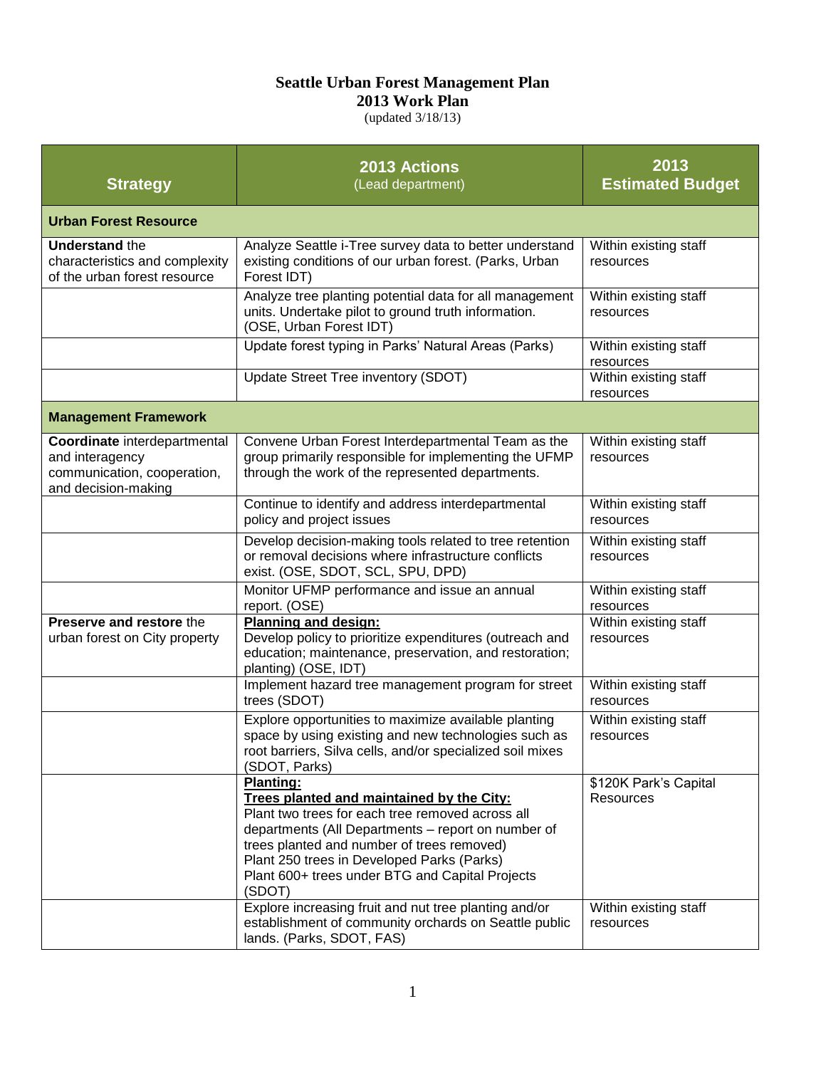# Seattle Urban Forest Management Plan
## 2013 Work Plan
(updated 3/18/13)

| Strategy | 2013 Actions (Lead department) | 2013 Estimated Budget |
|---|---|---|
| **Urban Forest Resource** | | |
| **Understand** the characteristics and complexity of the urban forest resource | Analyze Seattle i-Tree survey data to better understand existing conditions of our urban forest. (Parks, Urban Forest IDT) | Within existing staff resources |
| | Analyze tree planting potential data for all management units. Undertake pilot to ground truth information. (OSE, Urban Forest IDT) | Within existing staff resources |
| | Update forest typing in Parks' Natural Areas (Parks) | Within existing staff resources |
| | Update Street Tree inventory (SDOT) | Within existing staff resources |
| **Management Framework** | | |
| **Coordinate** interdepartmental and interagency communication, cooperation, and decision-making | Convene Urban Forest Interdepartmental Team as the group primarily responsible for implementing the UFMP through the work of the represented departments. | Within existing staff resources |
| | Continue to identify and address interdepartmental policy and project issues | Within existing staff resources |
| | Develop decision-making tools related to tree retention or removal decisions where infrastructure conflicts exist. (OSE, SDOT, SCL, SPU, DPD) | Within existing staff resources |
| | Monitor UFMP performance and issue an annual report. (OSE) | Within existing staff resources |
| **Preserve and restore** the urban forest on City property | **Planning and design:**<br>Develop policy to prioritize expenditures (outreach and education; maintenance, preservation, and restoration; planting) (OSE, IDT) | Within existing staff resources |
| | Implement hazard tree management program for street trees (SDOT) | Within existing staff resources |
| | Explore opportunities to maximize available planting space by using existing and new technologies such as root barriers, Silva cells, and/or specialized soil mixes (SDOT, Parks) | Within existing staff resources |
| | **Planting:**<br>**Trees planted and maintained by the City:**<br>Plant two trees for each tree removed across all departments (All Departments – report on number of trees planted and number of trees removed)<br>Plant 250 trees in Developed Parks (Parks)<br>Plant 600+ trees under BTG and Capital Projects (SDOT) | $120K Park's Capital Resources |
| | Explore increasing fruit and nut tree planting and/or establishment of community orchards on Seattle public lands. (Parks, SDOT, FAS) | Within existing staff resources |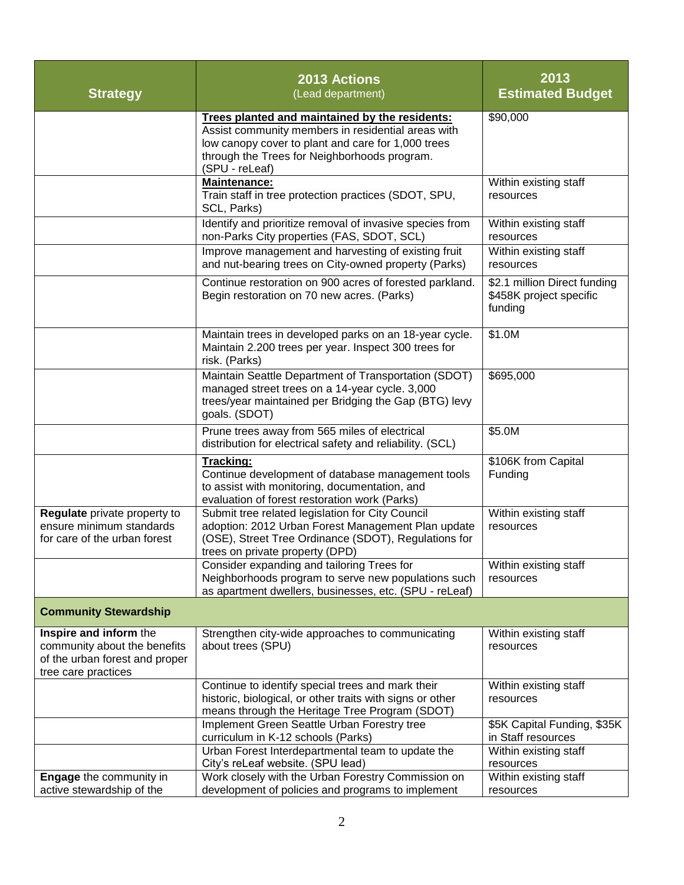| Strategy | 2013 Actions (Lead department) | 2013 Estimated Budget |
|---|---|---|
| | **Trees planted and maintained by the residents:** Assist community members in residential areas with low canopy cover to plant and care for 1,000 trees through the Trees for Neighborhoods program. (SPU - reLeaf) | $90,000 |
| | **Maintenance:** Train staff in tree protection practices (SDOT, SPU, SCL, Parks) | Within existing staff resources |
| | Identify and prioritize removal of invasive species from non-Parks City properties (FAS, SDOT, SCL) | Within existing staff resources |
| | Improve management and harvesting of existing fruit and nut-bearing trees on City-owned property (Parks) | Within existing staff resources |
| | Continue restoration on 900 acres of forested parkland. Begin restoration on 70 new acres. (Parks) | $2.1 million Direct funding $458K project specific funding |
| | Maintain trees in developed parks on an 18-year cycle. Maintain 2.200 trees per year. Inspect 300 trees for risk. (Parks) | $1.0M |
| | Maintain Seattle Department of Transportation (SDOT) managed street trees on a 14-year cycle. 3,000 trees/year maintained per Bridging the Gap (BTG) levy goals. (SDOT) | $695,000 |
| | Prune trees away from 565 miles of electrical distribution for electrical safety and reliability. (SCL) | $5.0M |
| | **Tracking:** Continue development of database management tools to assist with monitoring, documentation, and evaluation of forest restoration work (Parks) | $106K from Capital Funding |
| **Regulate** private property to ensure minimum standards for care of the urban forest | Submit tree related legislation for City Council adoption: 2012 Urban Forest Management Plan update (OSE), Street Tree Ordinance (SDOT), Regulations for trees on private property (DPD) | Within existing staff resources |
| | Consider expanding and tailoring Trees for Neighborhoods program to serve new populations such as apartment dwellers, businesses, etc. (SPU - reLeaf) | Within existing staff resources |
| **Community Stewardship** | | |
| **Inspire and inform** the community about the benefits of the urban forest and proper tree care practices | Strengthen city-wide approaches to communicating about trees (SPU) | Within existing staff resources |
| | Continue to identify special trees and mark their historic, biological, or other traits with signs or other means through the Heritage Tree Program (SDOT) | Within existing staff resources |
| | Implement Green Seattle Urban Forestry tree curriculum in K-12 schools (Parks) | $5K Capital Funding, $35K in Staff resources |
| | Urban Forest Interdepartmental team to update the City's reLeaf website. (SPU lead) | Within existing staff resources |
| **Engage** the community in active stewardship of the | Work closely with the Urban Forestry Commission on development of policies and programs to implement | Within existing staff resources |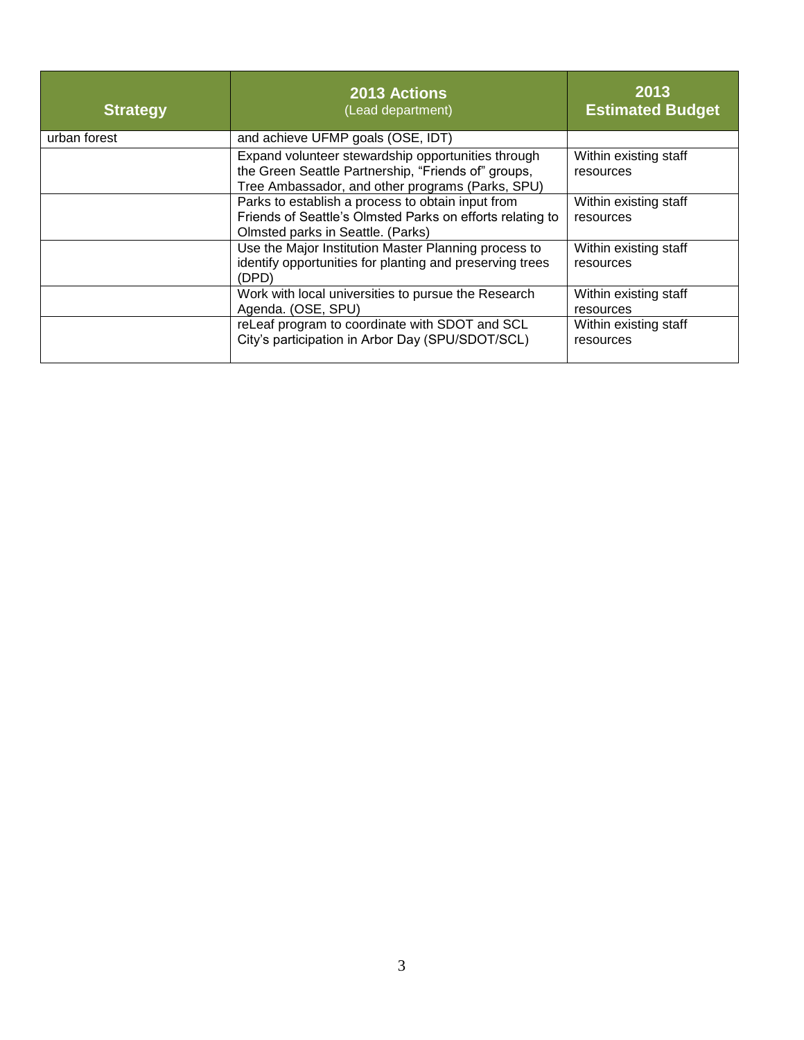| **Strategy** | **2013 Actions** (Lead department) | **2013 Estimated Budget** |
|---|---|---|
| urban forest | and achieve UFMP goals (OSE, IDT) | |
| | Expand volunteer stewardship opportunities through the Green Seattle Partnership, "Friends of" groups, Tree Ambassador, and other programs (Parks, SPU) | Within existing staff resources |
| | Parks to establish a process to obtain input from Friends of Seattle's Olmsted Parks on efforts relating to Olmsted parks in Seattle. (Parks) | Within existing staff resources |
| | Use the Major Institution Master Planning process to identify opportunities for planting and preserving trees (DPD) | Within existing staff resources |
| | Work with local universities to pursue the Research Agenda. (OSE, SPU) | Within existing staff resources |
| | reLeaf program to coordinate with SDOT and SCL City's participation in Arbor Day (SPU/SDOT/SCL) | Within existing staff resources |